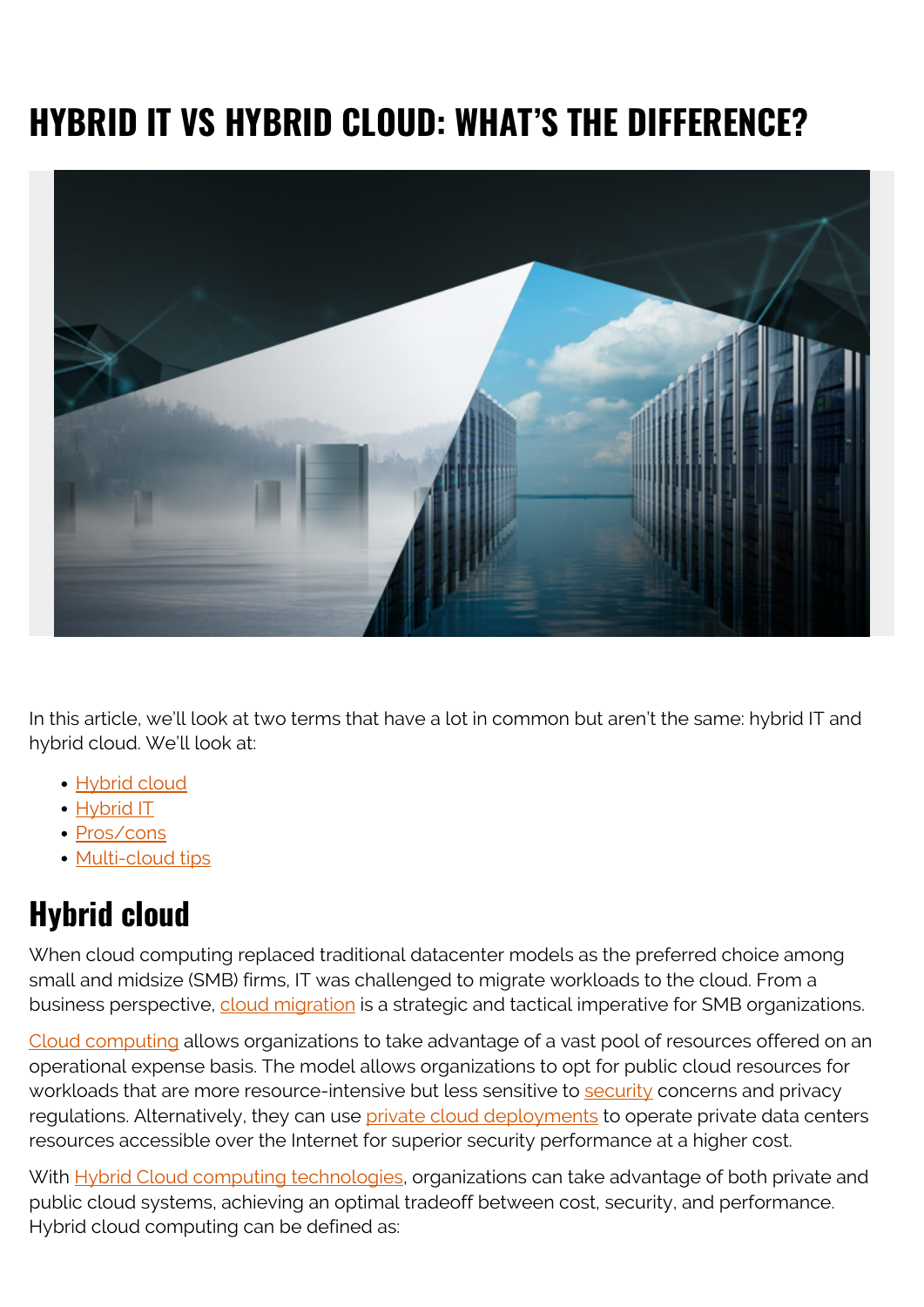# HYBRID IT VS HYBRID CLOUD: WHAT'S THE DIFFERENCE?

In this article, we'll look at two terms that have a lot in common but aren't the same: hybrid IT and hybrid cloud. We'll look at:

- Hybrid cloud
- Hybrid IT
- Pros/cons
- Multi-cloud tips

## Hybrid cloud

When cloud computing replaced traditional datacenter models as the preferred choice among small and midsize (SMB) firms, IT was challenged to migrate workloads to the cloud. From a business perspective, cloud migration is a strategic and tactical imperative for SMB organizations.

Cloud computing allows organizations to take advantage of a vast pool of resources offered on an operational expense basis. The model allows organizations to opt for public cloud resources for workloads that are more resource-intensive but less sensitive to security concerns and privacy regulations. Alternatively, they can use private cloud deployments to operate private data centers resources accessible over the Internet for superior security performance at a higher cost.

With Hybrid Cloud computing technologies, organizations can take advantage of both private and public cloud systems, achieving an optimal tradeoff between cost, security, and performance. Hybrid cloud computing can be defined as: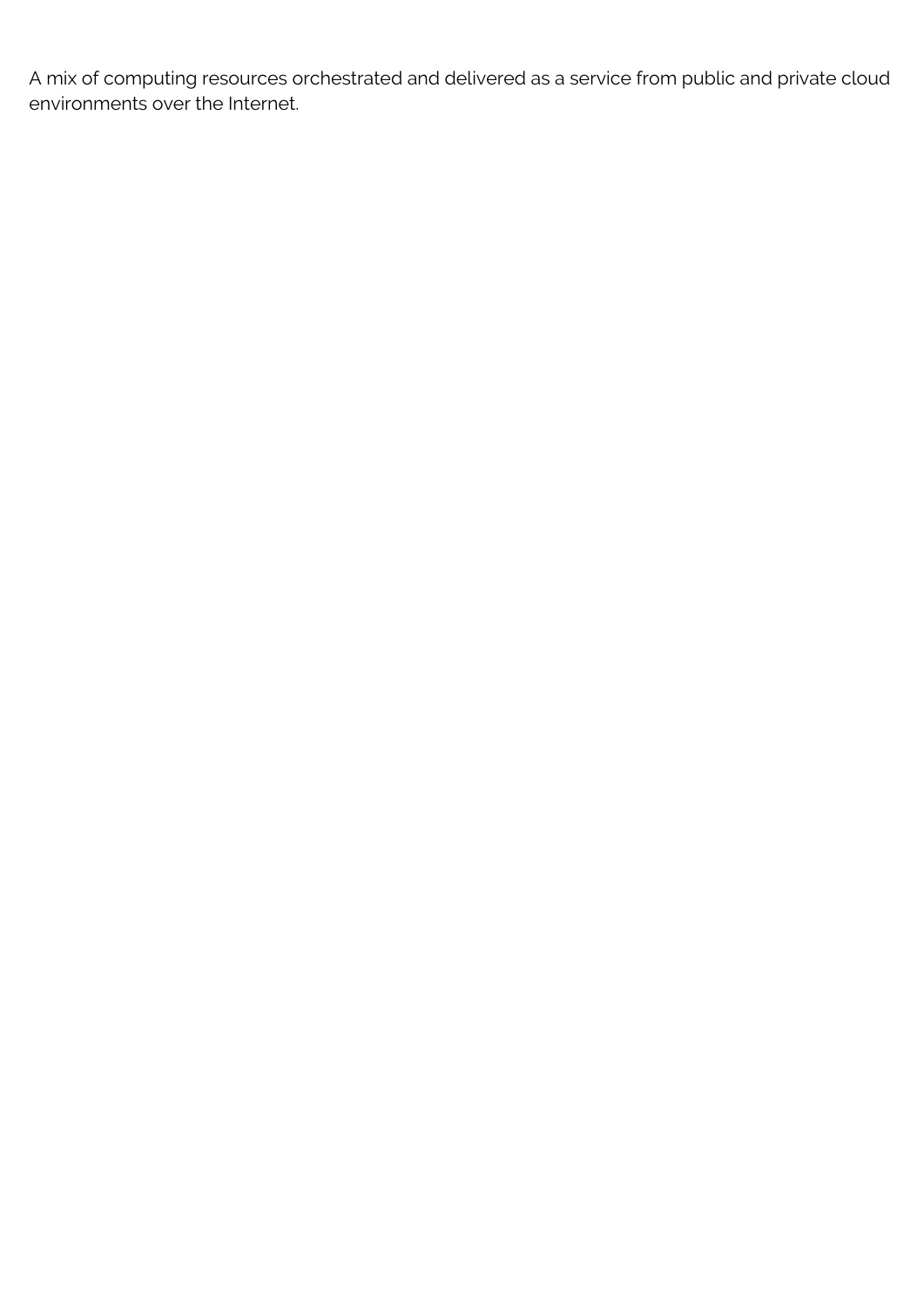A mix of computing resources orchestrated and delivered as a service from public and private cloud environments over the Internet.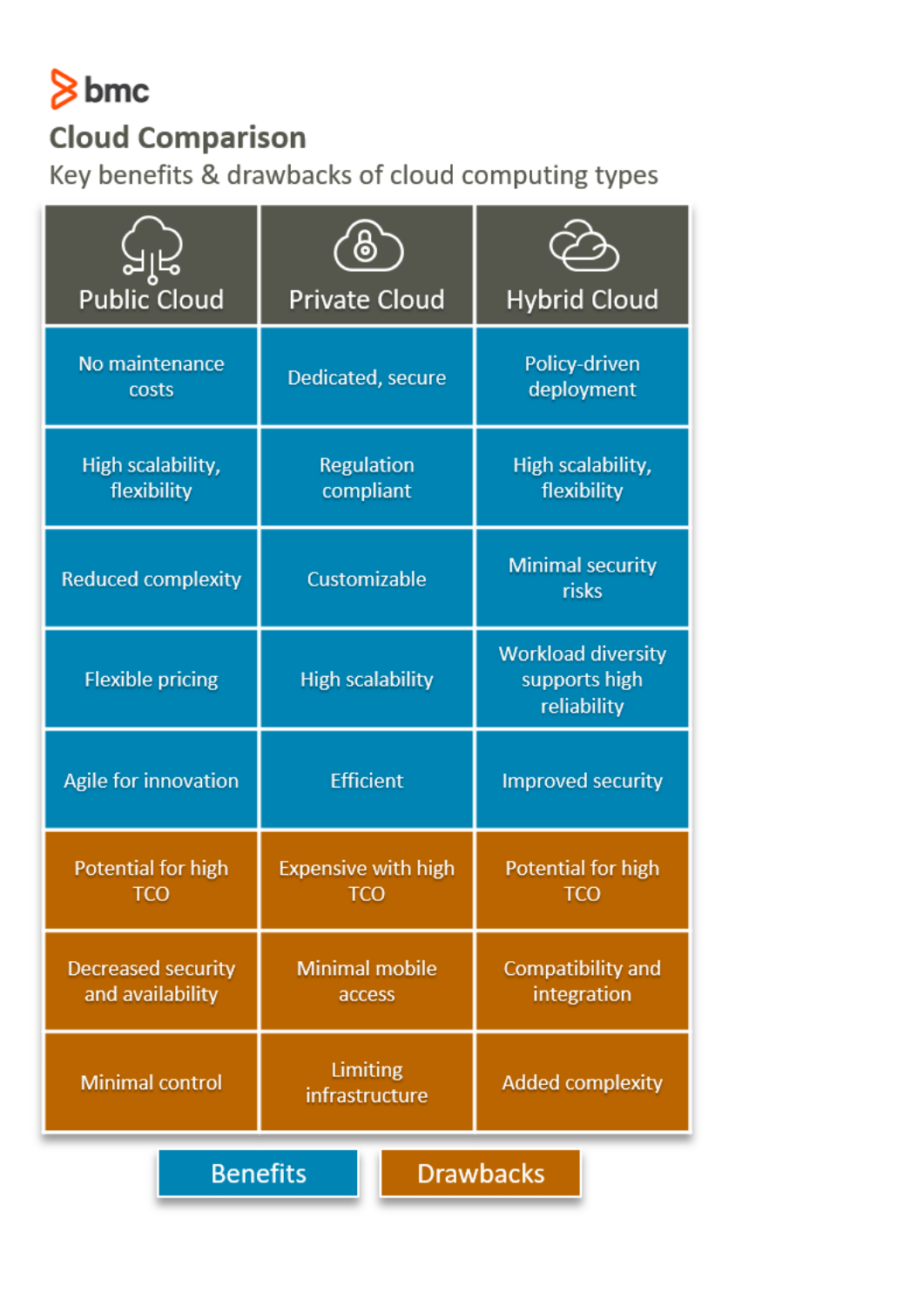bmc

## Cloud Comparison

Key benefits & drawbacks of cloud computing types

| | Public Cloud | Private Cloud | Hybrid Cloud |
|---|---|---|---|
| Benefits | No maintenance costs | Dedicated, secure | Policy-driven deployment |
| Benefits | High scalability, flexibility | Regulation compliant | High scalability, flexibility |
| Benefits | Reduced complexity | Customizable | Minimal security risks |
| Benefits | Flexible pricing | High scalability | Workload diversity supports high reliability |
| Benefits | Agile for innovation | Efficient | Improved security |
| Drawbacks | Potential for high TCO | Expensive with high TCO | Potential for high TCO |
| Drawbacks | Decreased security and availability | Minimal mobile access | Compatibility and integration |
| Drawbacks | Minimal control | Limiting infrastructure | Added complexity |

Benefits | Drawbacks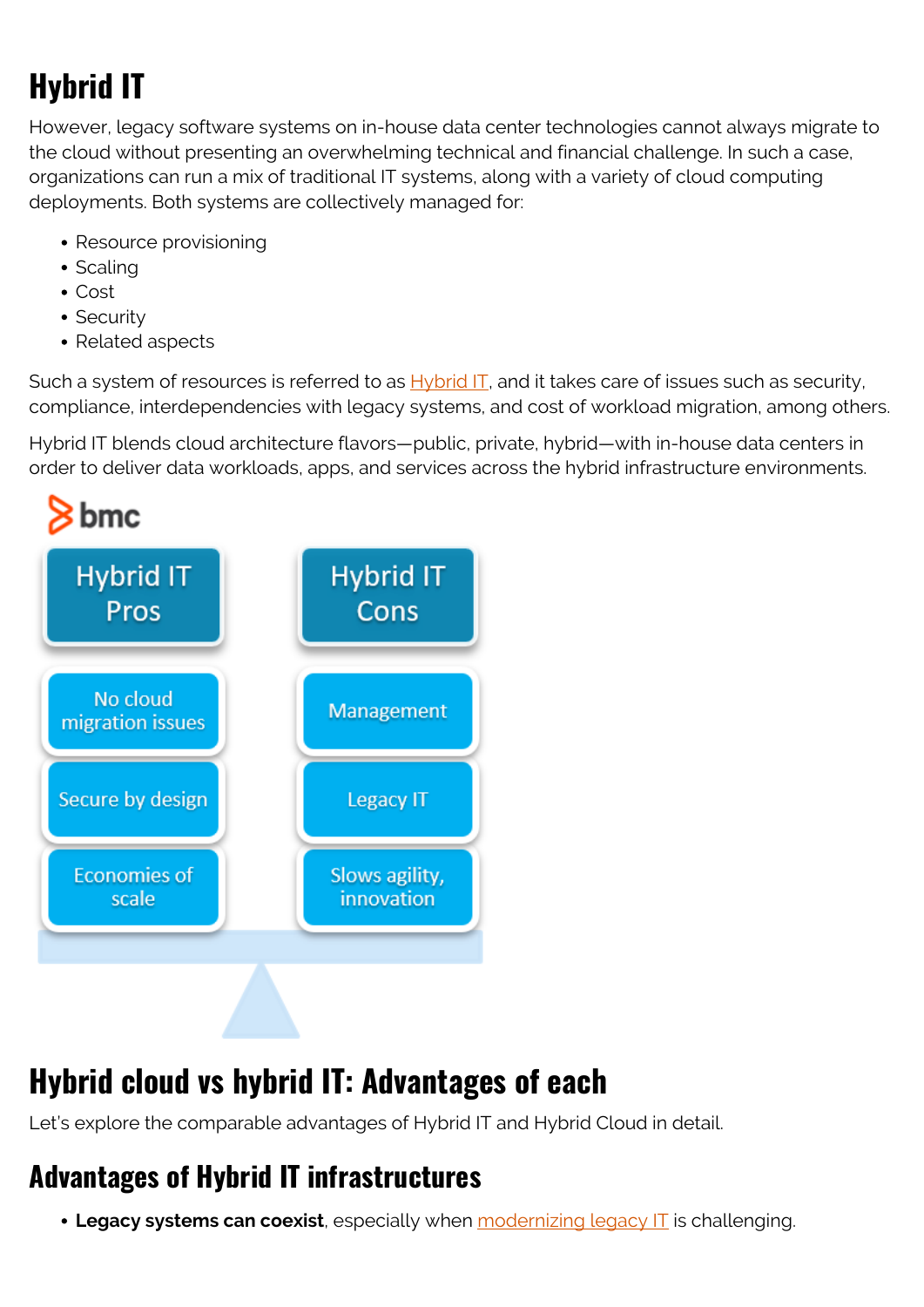## Hybrid IT

However, legacy software systems on in-house data center technologies cannot always migrate to the cloud without presenting an overwhelming technical and financial challenge. In such a case, organizations can run a mix of traditional IT systems, along with a variety of cloud computing deployments. Both systems are collectively managed for:

- Resource provisioning
- Scaling
- Cost
- Security
- Related aspects

Such a system of resources is referred to as Hybrid IT, and it takes care of issues such as security, compliance, interdependencies with legacy systems, and cost of workload migration, among others.

Hybrid IT blends cloud architecture flavors—public, private, hybrid—with in-house data centers in order to deliver data workloads, apps, and services across the hybrid infrastructure environments.

| Hybrid IT Pros | Hybrid IT Cons |
| --- | --- |
| No cloud migration issues | Management |
| Secure by design | Legacy IT |
| Economies of scale | Slows agility, innovation |

## Hybrid cloud vs hybrid IT: Advantages of each

Let's explore the comparable advantages of Hybrid IT and Hybrid Cloud in detail.

### Advantages of Hybrid IT infrastructures

- **Legacy systems can coexist**, especially when modernizing legacy IT is challenging.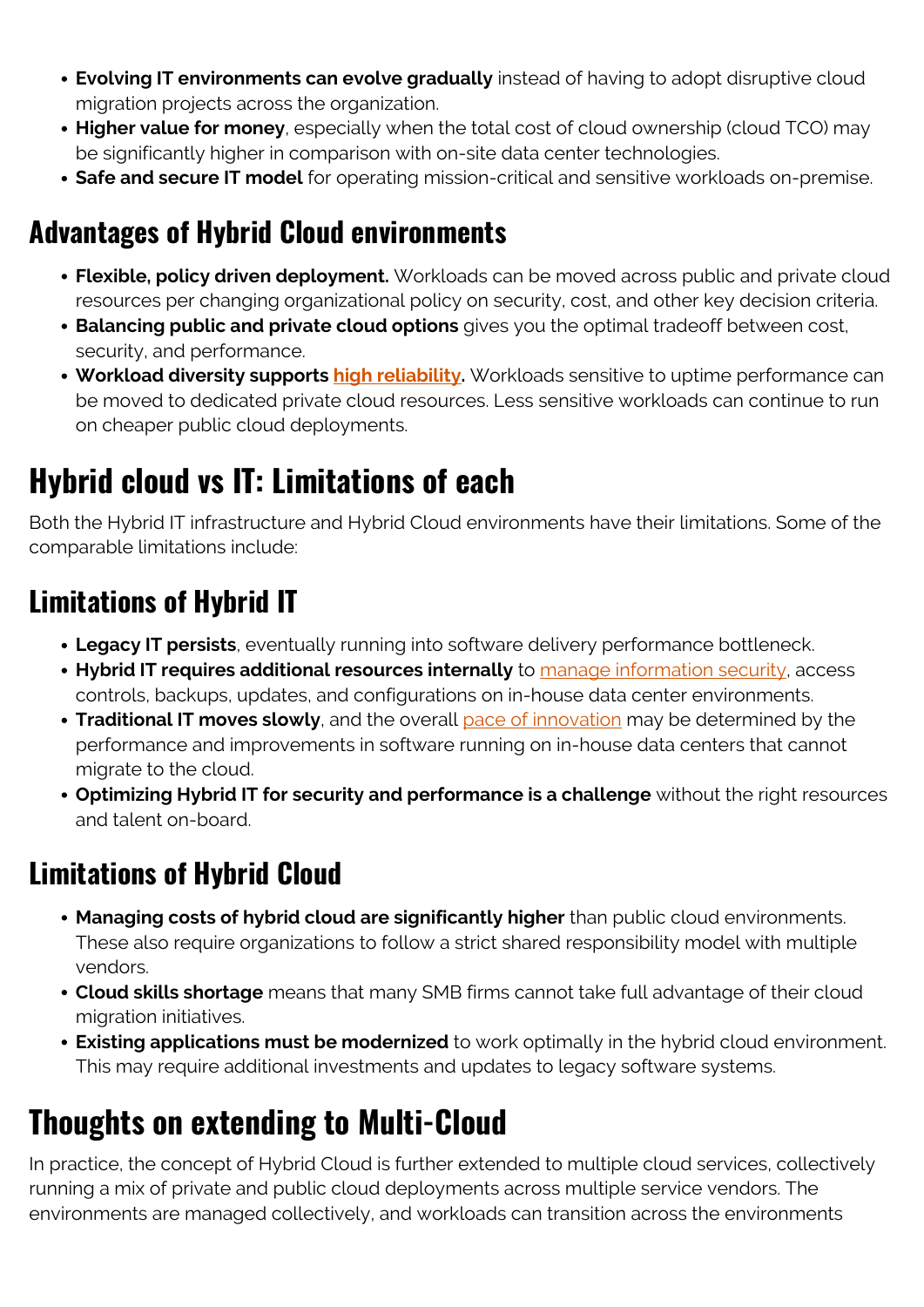- **Evolving IT environments can evolve gradually** instead of having to adopt disruptive cloud migration projects across the organization.
- **Higher value for money**, especially when the total cost of cloud ownership (cloud TCO) may be significantly higher in comparison with on-site data center technologies.
- **Safe and secure IT model** for operating mission-critical and sensitive workloads on-premise.

## Advantages of Hybrid Cloud environments

- **Flexible, policy driven deployment.** Workloads can be moved across public and private cloud resources per changing organizational policy on security, cost, and other key decision criteria.
- **Balancing public and private cloud options** gives you the optimal tradeoff between cost, security, and performance.
- **Workload diversity supports high reliability.** Workloads sensitive to uptime performance can be moved to dedicated private cloud resources. Less sensitive workloads can continue to run on cheaper public cloud deployments.

# Hybrid cloud vs IT: Limitations of each

Both the Hybrid IT infrastructure and Hybrid Cloud environments have their limitations. Some of the comparable limitations include:

## Limitations of Hybrid IT

- **Legacy IT persists**, eventually running into software delivery performance bottleneck.
- **Hybrid IT requires additional resources internally** to manage information security, access controls, backups, updates, and configurations on in-house data center environments.
- **Traditional IT moves slowly**, and the overall pace of innovation may be determined by the performance and improvements in software running on in-house data centers that cannot migrate to the cloud.
- **Optimizing Hybrid IT for security and performance is a challenge** without the right resources and talent on-board.

## Limitations of Hybrid Cloud

- **Managing costs of hybrid cloud are significantly higher** than public cloud environments. These also require organizations to follow a strict shared responsibility model with multiple vendors.
- **Cloud skills shortage** means that many SMB firms cannot take full advantage of their cloud migration initiatives.
- **Existing applications must be modernized** to work optimally in the hybrid cloud environment. This may require additional investments and updates to legacy software systems.

# Thoughts on extending to Multi-Cloud

In practice, the concept of Hybrid Cloud is further extended to multiple cloud services, collectively running a mix of private and public cloud deployments across multiple service vendors. The environments are managed collectively, and workloads can transition across the environments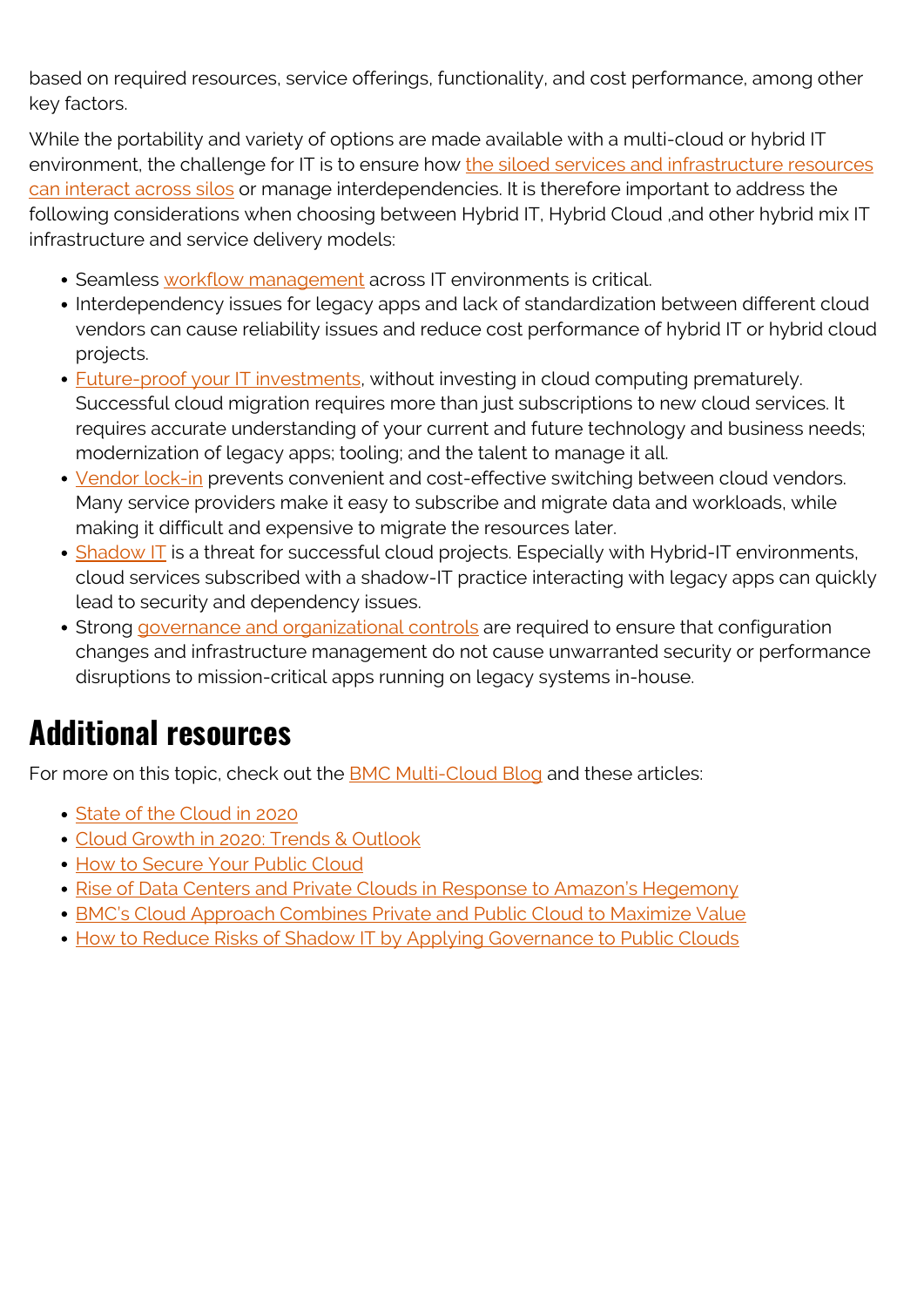based on required resources, service offerings, functionality, and cost performance, among other key factors.

While the portability and variety of options are made available with a multi-cloud or hybrid IT environment, the challenge for IT is to ensure how the siloed services and infrastructure resources can interact across silos or manage interdependencies. It is therefore important to address the following considerations when choosing between Hybrid IT, Hybrid Cloud ,and other hybrid mix IT infrastructure and service delivery models:

- Seamless workflow management across IT environments is critical.
- Interdependency issues for legacy apps and lack of standardization between different cloud vendors can cause reliability issues and reduce cost performance of hybrid IT or hybrid cloud projects.
- Future-proof your IT investments, without investing in cloud computing prematurely. Successful cloud migration requires more than just subscriptions to new cloud services. It requires accurate understanding of your current and future technology and business needs; modernization of legacy apps; tooling; and the talent to manage it all.
- Vendor lock-in prevents convenient and cost-effective switching between cloud vendors. Many service providers make it easy to subscribe and migrate data and workloads, while making it difficult and expensive to migrate the resources later.
- Shadow IT is a threat for successful cloud projects. Especially with Hybrid-IT environments, cloud services subscribed with a shadow-IT practice interacting with legacy apps can quickly lead to security and dependency issues.
- Strong governance and organizational controls are required to ensure that configuration changes and infrastructure management do not cause unwarranted security or performance disruptions to mission-critical apps running on legacy systems in-house.

## Additional resources

For more on this topic, check out the BMC Multi-Cloud Blog and these articles:

- State of the Cloud in 2020
- Cloud Growth in 2020: Trends & Outlook
- How to Secure Your Public Cloud
- Rise of Data Centers and Private Clouds in Response to Amazon's Hegemony
- BMC's Cloud Approach Combines Private and Public Cloud to Maximize Value
- How to Reduce Risks of Shadow IT by Applying Governance to Public Clouds